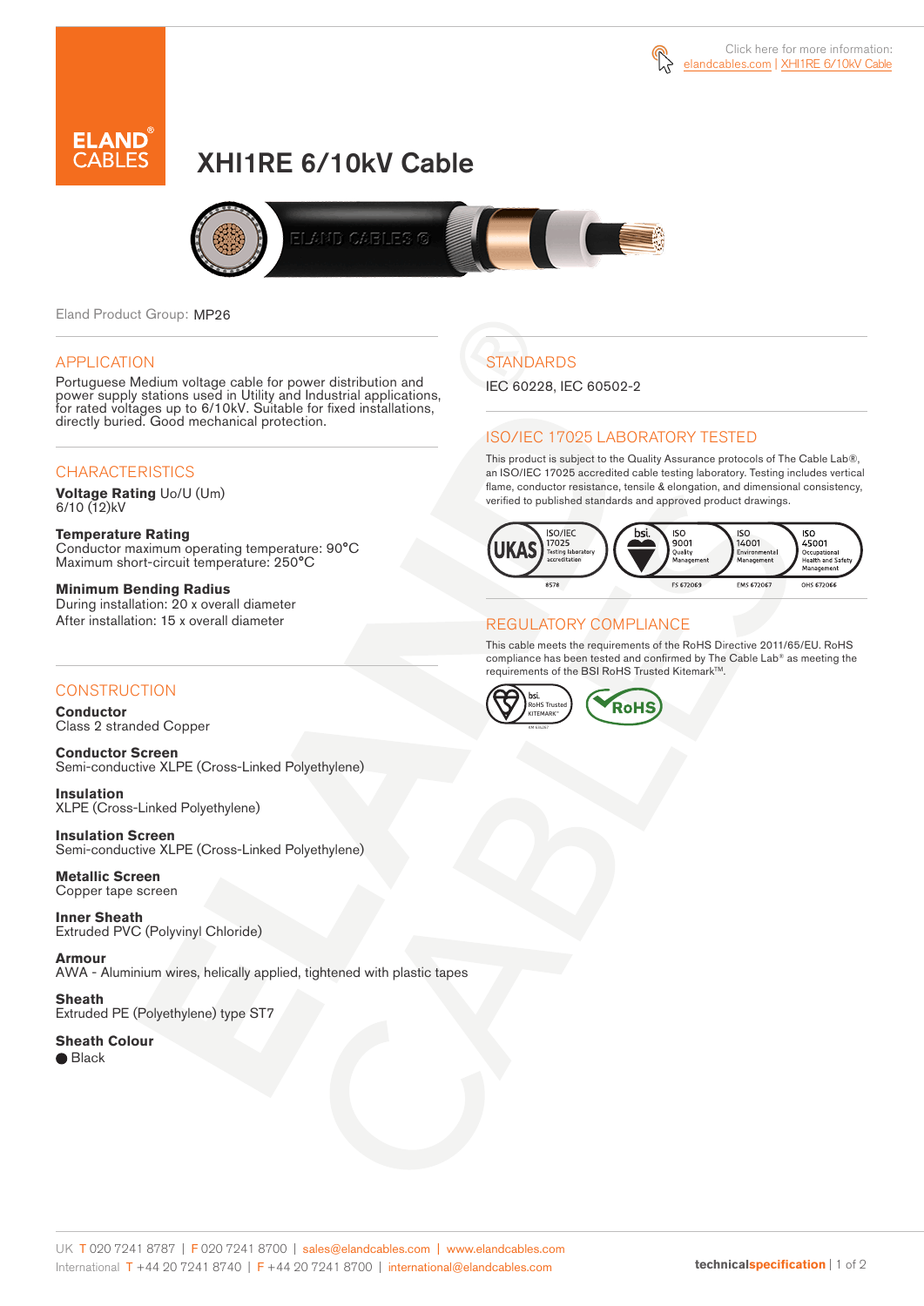Click here for more information: elandcables.com | XHI1RE 6/10kV Cable

# XHI1RE 6/10kV Cable

Eland Product Group: MP26

## APPLICATION

Portuguese Medium voltage cable for power distribution and power supply stations used in Utility and Industrial applications, for rated voltages up to 6/10kV. Suitable for fixed installations, directly buried. Good mechanical protection.

## CHARACTERISTICS

**Voltage Rating** Uo/U (Um)
6/10 (12)kV

**Temperature Rating**
Conductor maximum operating temperature: 90°C
Maximum short-circuit temperature: 250°C

**Minimum Bending Radius**
During installation: 20 x overall diameter
After installation: 15 x overall diameter

## CONSTRUCTION

**Conductor**
Class 2 stranded Copper

**Conductor Screen**
Semi-conductive XLPE (Cross-Linked Polyethylene)

**Insulation**
XLPE (Cross-Linked Polyethylene)

**Insulation Screen**
Semi-conductive XLPE (Cross-Linked Polyethylene)

**Metallic Screen**
Copper tape screen

**Inner Sheath**
Extruded PVC (Polyvinyl Chloride)

**Armour**
AWA - Aluminium wires, helically applied, tightened with plastic tapes

**Sheath**
Extruded PE (Polyethylene) type ST7

**Sheath Colour**
● Black

## STANDARDS

IEC 60228, IEC 60502-2

## ISO/IEC 17025 LABORATORY TESTED

This product is subject to the Quality Assurance protocols of The Cable Lab®, an ISO/IEC 17025 accredited cable testing laboratory. Testing includes vertical flame, conductor resistance, tensile & elongation, and dimensional consistency, verified to published standards and approved product drawings.

UKAS ISO/IEC 17025 Testing laboratory accreditation 8578 | bsi. ISO 9001 Quality Management FS 672069 | ISO 14001 Environmental Management EMS 672067 | ISO 45001 Occupational Health and Safety Management OHS 672066

## REGULATORY COMPLIANCE

This cable meets the requirements of the RoHS Directive 2011/65/EU. RoHS compliance has been tested and confirmed by The Cable Lab® as meeting the requirements of the BSI RoHS Trusted Kitemark™.

bsi. RoHS Trusted KITEMARK™ | RoHS

UK T 020 7241 8787 | F 020 7241 8700 | sales@elandcables.com | www.elandcables.com
International T +44 20 7241 8740 | F +44 20 7241 8700 | international@elandcables.com

technicalspecification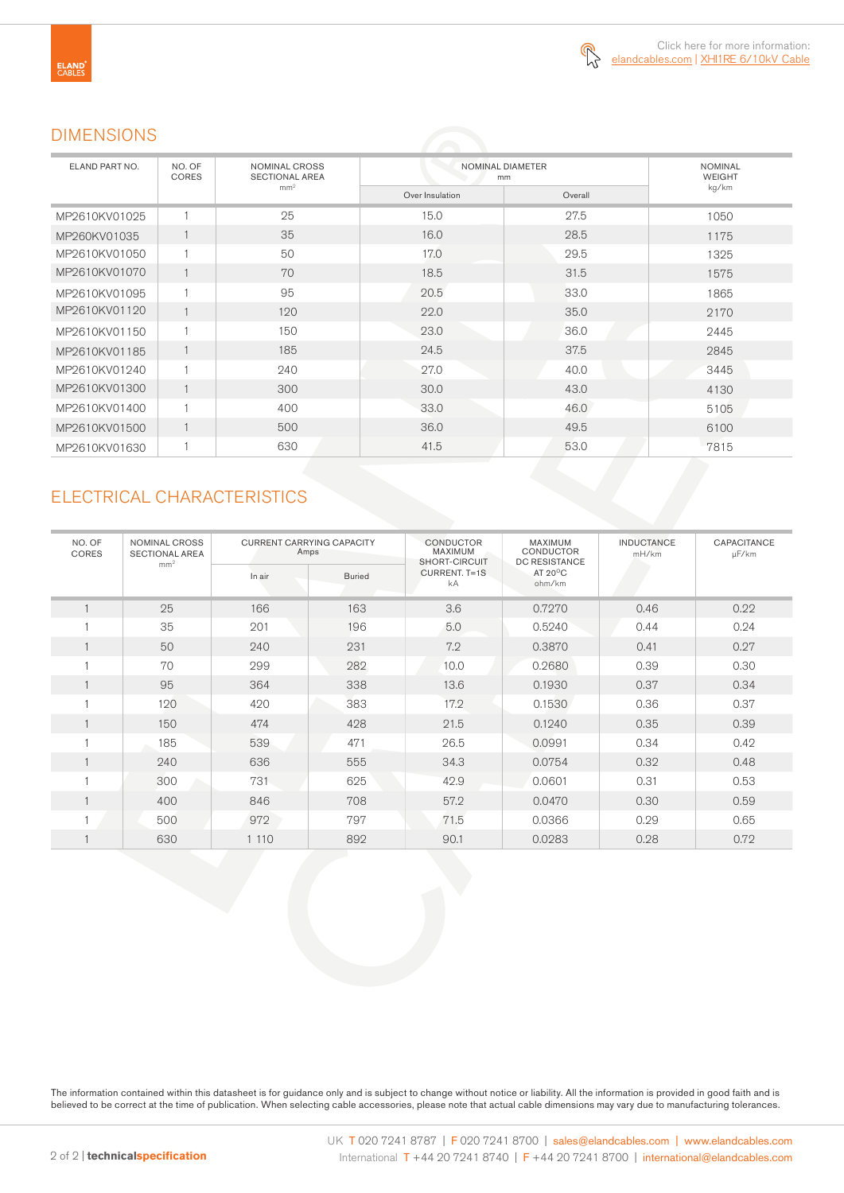Click here for more information: elandcables.com | XHI1RE 6/10kV Cable

## DIMENSIONS

| ELAND PART NO. | NO. OF CORES | NOMINAL CROSS SECTIONAL AREA mm² | NOMINAL DIAMETER mm | | NOMINAL WEIGHT kg/km |
|---|---|---|---|---|---|
| | | | Over Insulation | Overall | |
| MP2610KV01025 | 1 | 25 | 15.0 | 27.5 | 1050 |
| MP260KV01035 | 1 | 35 | 16.0 | 28.5 | 1175 |
| MP2610KV01050 | 1 | 50 | 17.0 | 29.5 | 1325 |
| MP2610KV01070 | 1 | 70 | 18.5 | 31.5 | 1575 |
| MP2610KV01095 | 1 | 95 | 20.5 | 33.0 | 1865 |
| MP2610KV01120 | 1 | 120 | 22.0 | 35.0 | 2170 |
| MP2610KV01150 | 1 | 150 | 23.0 | 36.0 | 2445 |
| MP2610KV01185 | 1 | 185 | 24.5 | 37.5 | 2845 |
| MP2610KV01240 | 1 | 240 | 27.0 | 40.0 | 3445 |
| MP2610KV01300 | 1 | 300 | 30.0 | 43.0 | 4130 |
| MP2610KV01400 | 1 | 400 | 33.0 | 46.0 | 5105 |
| MP2610KV01500 | 1 | 500 | 36.0 | 49.5 | 6100 |
| MP2610KV01630 | 1 | 630 | 41.5 | 53.0 | 7815 |

## ELECTRICAL CHARACTERISTICS

| NO. OF CORES | NOMINAL CROSS SECTIONAL AREA mm² | CURRENT CARRYING CAPACITY Amps | | CONDUCTOR MAXIMUM SHORT-CIRCUIT CURRENT. T=1S kA | MAXIMUM CONDUCTOR DC RESISTANCE AT 20°C ohm/km | INDUCTANCE mH/km | CAPACITANCE µF/km |
|---|---|---|---|---|---|---|---|
| | | In air | Buried | | | | |
| 1 | 25 | 166 | 163 | 3.6 | 0.7270 | 0.46 | 0.22 |
| 1 | 35 | 201 | 196 | 5.0 | 0.5240 | 0.44 | 0.24 |
| 1 | 50 | 240 | 231 | 7.2 | 0.3870 | 0.41 | 0.27 |
| 1 | 70 | 299 | 282 | 10.0 | 0.2680 | 0.39 | 0.30 |
| 1 | 95 | 364 | 338 | 13.6 | 0.1930 | 0.37 | 0.34 |
| 1 | 120 | 420 | 383 | 17.2 | 0.1530 | 0.36 | 0.37 |
| 1 | 150 | 474 | 428 | 21.5 | 0.1240 | 0.35 | 0.39 |
| 1 | 185 | 539 | 471 | 26.5 | 0.0991 | 0.34 | 0.42 |
| 1 | 240 | 636 | 555 | 34.3 | 0.0754 | 0.32 | 0.48 |
| 1 | 300 | 731 | 625 | 42.9 | 0.0601 | 0.31 | 0.53 |
| 1 | 400 | 846 | 708 | 57.2 | 0.0470 | 0.30 | 0.59 |
| 1 | 500 | 972 | 797 | 71.5 | 0.0366 | 0.29 | 0.65 |
| 1 | 630 | 1 110 | 892 | 90.1 | 0.0283 | 0.28 | 0.72 |

The information contained within this datasheet is for guidance only and is subject to change without notice or liability. All the information is provided in good faith and is believed to be correct at the time of publication. When selecting cable accessories, please note that actual cable dimensions may vary due to manufacturing tolerances.

UK T 020 7241 8787 | F 020 7241 8700 | sales@elandcables.com | www.elandcables.com
International T +44 20 7241 8740 | F +44 20 7241 8700 | international@elandcables.com